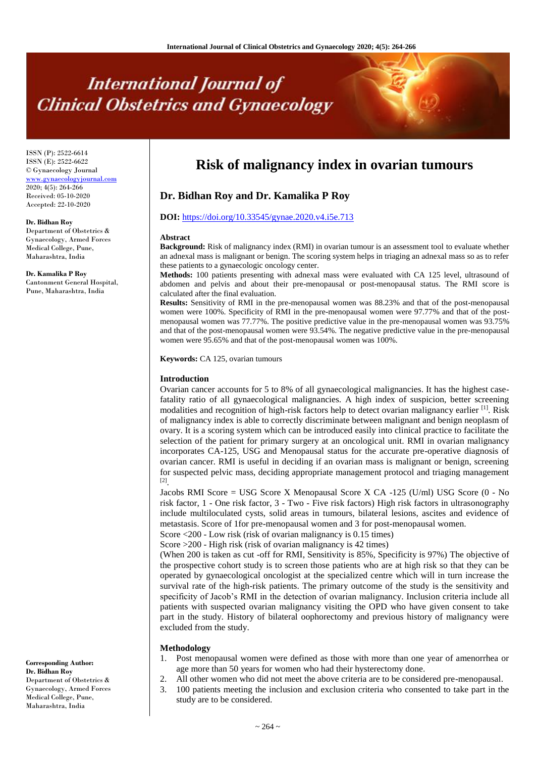# Risk of malignancy index in ovarian tumours

**Dr. Bidhan Roy and Dr. Kamalika P Roy**

ISSN (P): 2522-6614
ISSN (E): 2522-6622
© Gynaecology Journal
www.gynaecologyjournal.com
2020; 4(5): 264-266
Received: 05-10-2020
Accepted: 22-10-2020

**Dr. Bidhan Roy**
Department of Obstetrics & Gynaecology, Armed Forces Medical College, Pune, Maharashtra, India

**Dr. Kamalika P Roy**
Cantonment General Hospital, Pune, Maharashtra, India

**Corresponding Author:**
**Dr. Bidhan Roy**
Department of Obstetrics & Gynaecology, Armed Forces Medical College, Pune, Maharashtra, India

**DOI:** https://doi.org/10.33545/gynae.2020.v4.i5e.713

## Abstract

**Background:** Risk of malignancy index (RMI) in ovarian tumour is an assessment tool to evaluate whether an adnexal mass is malignant or benign. The scoring system helps in triaging an adnexal mass so as to refer these patients to a gynaecologic oncology center.

**Methods:** 100 patients presenting with adnexal mass were evaluated with CA 125 level, ultrasound of abdomen and pelvis and about their pre-menopausal or post-menopausal status. The RMI score is calculated after the final evaluation.

**Results:** Sensitivity of RMI in the pre-menopausal women was 88.23% and that of the post-menopausal women were 100%. Specificity of RMI in the pre-menopausal women were 97.77% and that of the post-menopausal women was 77.77%. The positive predictive value in the pre-menopausal women was 93.75% and that of the post-menopausal women were 93.54%. The negative predictive value in the pre-menopausal women were 95.65% and that of the post-menopausal women was 100%.

**Keywords:** CA 125, ovarian tumours

## Introduction

Ovarian cancer accounts for 5 to 8% of all gynaecological malignancies. It has the highest case-fatality ratio of all gynaecological malignancies. A high index of suspicion, better screening modalities and recognition of high-risk factors help to detect ovarian malignancy earlier [1]. Risk of malignancy index is able to correctly discriminate between malignant and benign neoplasm of ovary. It is a scoring system which can be introduced easily into clinical practice to facilitate the selection of the patient for primary surgery at an oncological unit. RMI in ovarian malignancy incorporates CA-125, USG and Menopausal status for the accurate pre-operative diagnosis of ovarian cancer. RMI is useful in deciding if an ovarian mass is malignant or benign, screening for suspected pelvic mass, deciding appropriate management protocol and triaging management [2].

Jacobs RMI Score = USG Score X Menopausal Score X CA -125 (U/ml) USG Score (0 - No risk factor, 1 - One risk factor, 3 - Two - Five risk factors) High risk factors in ultrasonography include multiloculated cysts, solid areas in tumours, bilateral lesions, ascites and evidence of metastasis. Score of 1for pre-menopausal women and 3 for post-menopausal women.

Score <200 - Low risk (risk of ovarian malignancy is 0.15 times)

Score >200 - High risk (risk of ovarian malignancy is 42 times)

(When 200 is taken as cut -off for RMI, Sensitivity is 85%, Specificity is 97%) The objective of the prospective cohort study is to screen those patients who are at high risk so that they can be operated by gynaecological oncologist at the specialized centre which will in turn increase the survival rate of the high-risk patients. The primary outcome of the study is the sensitivity and specificity of Jacob's RMI in the detection of ovarian malignancy. Inclusion criteria include all patients with suspected ovarian malignancy visiting the OPD who have given consent to take part in the study. History of bilateral oophorectomy and previous history of malignancy were excluded from the study.

## Methodology

1. Post menopausal women were defined as those with more than one year of amenorrhea or age more than 50 years for women who had their hysterectomy done.
2. All other women who did not meet the above criteria are to be considered pre-menopausal.
3. 100 patients meeting the inclusion and exclusion criteria who consented to take part in the study are to be considered.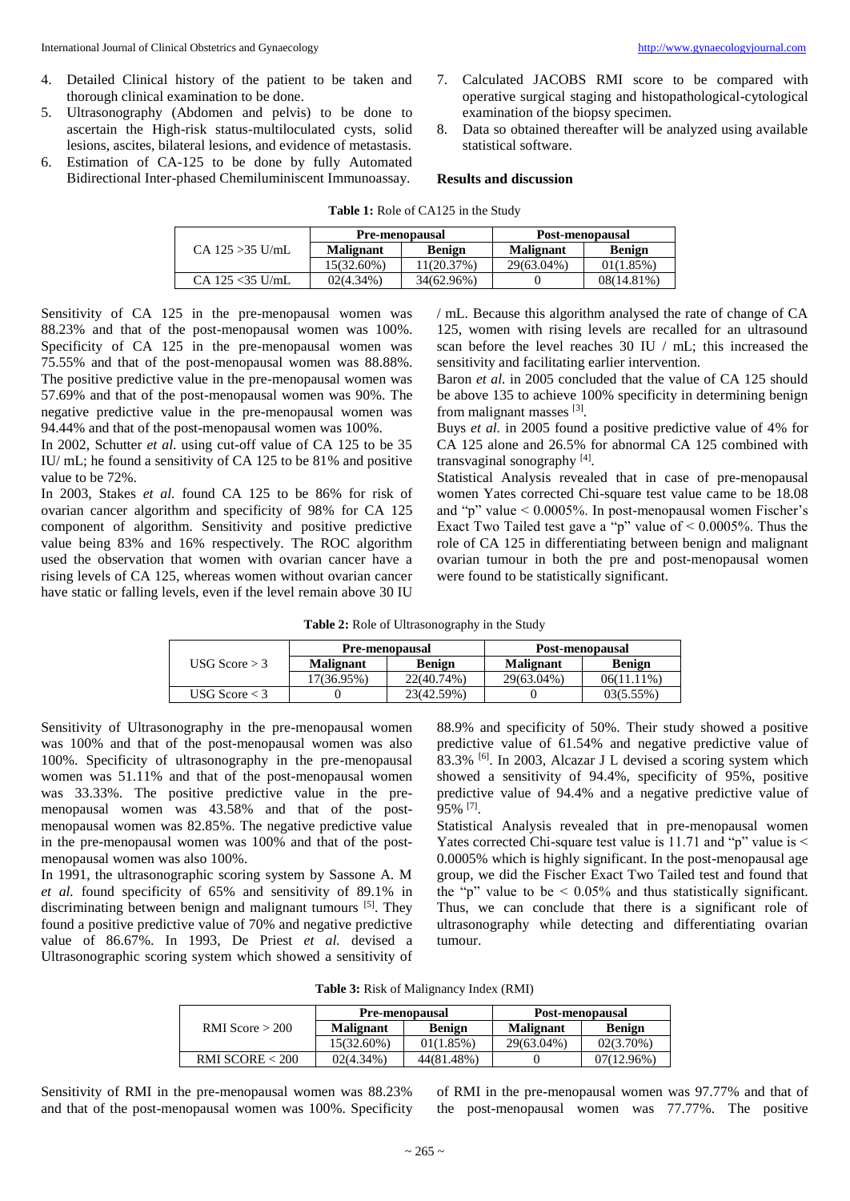4. Detailed Clinical history of the patient to be taken and thorough clinical examination to be done.
5. Ultrasonography (Abdomen and pelvis) to be done to ascertain the High-risk status-multiloculated cysts, solid lesions, ascites, bilateral lesions, and evidence of metastasis.
6. Estimation of CA-125 to be done by fully Automated Bidirectional Inter-phased Chemiluminiscent Immunoassay.
7. Calculated JACOBS RMI score to be compared with operative surgical staging and histopathological-cytological examination of the biopsy specimen.
8. Data so obtained thereafter will be analyzed using available statistical software.

## Results and discussion

**Table 1:** Role of CA125 in the Study

| | Pre-menopausal | | Post-menopausal | |
|---|---|---|---|---|
| CA 125 >35 U/mL | **Malignant** | **Benign** | **Malignant** | **Benign** |
| | 15(32.60%) | 11(20.37%) | 29(63.04%) | 01(1.85%) |
| CA 125 <35 U/mL | 02(4.34%) | 34(62.96%) | 0 | 08(14.81%) |

Sensitivity of CA 125 in the pre-menopausal women was 88.23% and that of the post-menopausal women was 100%. Specificity of CA 125 in the pre-menopausal women was 75.55% and that of the post-menopausal women was 88.88%. The positive predictive value in the pre-menopausal women was 57.69% and that of the post-menopausal women was 90%. The negative predictive value in the pre-menopausal women was 94.44% and that of the post-menopausal women was 100%.

In 2002, Schutter *et al*. using cut-off value of CA 125 to be 35 IU/ mL; he found a sensitivity of CA 125 to be 81% and positive value to be 72%.

In 2003, Stakes *et al.* found CA 125 to be 86% for risk of ovarian cancer algorithm and specificity of 98% for CA 125 component of algorithm. Sensitivity and positive predictive value being 83% and 16% respectively. The ROC algorithm used the observation that women with ovarian cancer have a rising levels of CA 125, whereas women without ovarian cancer have static or falling levels, even if the level remain above 30 IU / mL. Because this algorithm analysed the rate of change of CA 125, women with rising levels are recalled for an ultrasound scan before the level reaches 30 IU / mL; this increased the sensitivity and facilitating earlier intervention.

Baron *et al.* in 2005 concluded that the value of CA 125 should be above 135 to achieve 100% specificity in determining benign from malignant masses [3].

Buys *et al.* in 2005 found a positive predictive value of 4% for CA 125 alone and 26.5% for abnormal CA 125 combined with transvaginal sonography [4].

Statistical Analysis revealed that in case of pre-menopausal women Yates corrected Chi-square test value came to be 18.08 and "p" value < 0.0005%. In post-menopausal women Fischer's Exact Two Tailed test gave a "p" value of < 0.0005%. Thus the role of CA 125 in differentiating between benign and malignant ovarian tumour in both the pre and post-menopausal women were found to be statistically significant.

**Table 2:** Role of Ultrasonography in the Study

| | Pre-menopausal | | Post-menopausal | |
|---|---|---|---|---|
| USG Score > 3 | **Malignant** | **Benign** | **Malignant** | **Benign** |
| | 17(36.95%) | 22(40.74%) | 29(63.04%) | 06(11.11%) |
| USG Score < 3 | 0 | 23(42.59%) | 0 | 03(5.55%) |

Sensitivity of Ultrasonography in the pre-menopausal women was 100% and that of the post-menopausal women was also 100%. Specificity of ultrasonography in the pre-menopausal women was 51.11% and that of the post-menopausal women was 33.33%. The positive predictive value in the pre-menopausal women was 43.58% and that of the post-menopausal women was 82.85%. The negative predictive value in the pre-menopausal women was 100% and that of the post-menopausal women was also 100%.

In 1991, the ultrasonographic scoring system by Sassone A. M *et al.* found specificity of 65% and sensitivity of 89.1% in discriminating between benign and malignant tumours [5]. They found a positive predictive value of 70% and negative predictive value of 86.67%. In 1993, De Priest *et al.* devised a Ultrasonographic scoring system which showed a sensitivity of 88.9% and specificity of 50%. Their study showed a positive predictive value of 61.54% and negative predictive value of 83.3% [6]. In 2003, Alcazar J L devised a scoring system which showed a sensitivity of 94.4%, specificity of 95%, positive predictive value of 94.4% and a negative predictive value of 95% [7].

Statistical Analysis revealed that in pre-menopausal women Yates corrected Chi-square test value is 11.71 and "p" value is < 0.0005% which is highly significant. In the post-menopausal age group, we did the Fischer Exact Two Tailed test and found that the "p" value to be < 0.05% and thus statistically significant. Thus, we can conclude that there is a significant role of ultrasonography while detecting and differentiating ovarian tumour.

**Table 3:** Risk of Malignancy Index (RMI)

| | Pre-menopausal | | Post-menopausal | |
|---|---|---|---|---|
| RMI Score > 200 | **Malignant** | **Benign** | **Malignant** | **Benign** |
| | 15(32.60%) | 01(1.85%) | 29(63.04%) | 02(3.70%) |
| RMI SCORE < 200 | 02(4.34%) | 44(81.48%) | 0 | 07(12.96%) |

Sensitivity of RMI in the pre-menopausal women was 88.23% and that of the post-menopausal women was 100%. Specificity of RMI in the pre-menopausal women was 97.77% and that of the post-menopausal women was 77.77%. The positive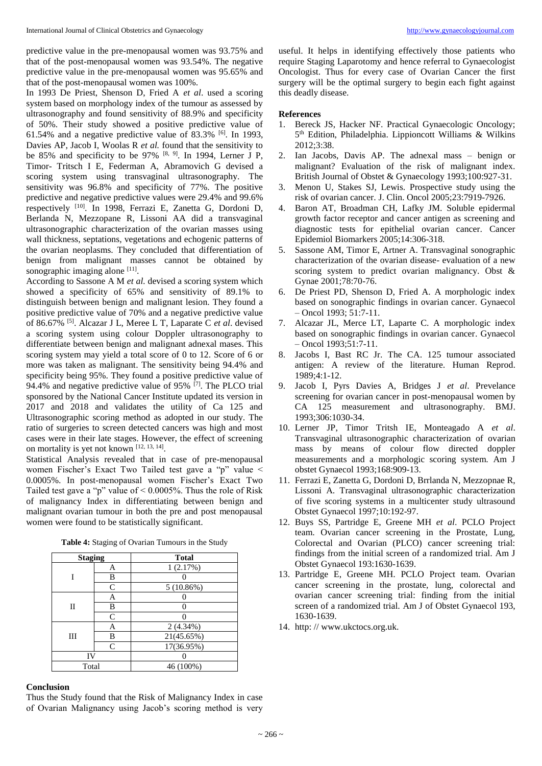predictive value in the pre-menopausal women was 93.75% and that of the post-menopausal women was 93.54%. The negative predictive value in the pre-menopausal women was 95.65% and that of the post-menopausal women was 100%.

In 1993 De Priest, Shenson D, Fried A *et al*. used a scoring system based on morphology index of the tumour as assessed by ultrasonography and found sensitivity of 88.9% and specificity of 50%. Their study showed a positive predictive value of 61.54% and a negative predictive value of 83.3% [6]. In 1993, Davies AP, Jacob I, Woolas R *et al.* found that the sensitivity to be 85% and specificity to be 97% [8, 9]. In 1994, Lerner J P, Timor- Tritsch I E, Federman A, Abramovich G devised a scoring system using transvaginal ultrasonography. The sensitivity was 96.8% and specificity of 77%. The positive predictive and negative predictive values were 29.4% and 99.6% respectively [10]. In 1998, Ferrazi E, Zanetta G, Dordoni D, Berlanda N, Mezzopane R, Lissoni AA did a transvaginal ultrasonographic characterization of the ovarian masses using wall thickness, septations, vegetations and echogenic patterns of the ovarian neoplasms. They concluded that differentiation of benign from malignant masses cannot be obtained by sonographic imaging alone [11].

According to Sassone A M *et al.* devised a scoring system which showed a specificity of 65% and sensitivity of 89.1% to distinguish between benign and malignant lesion. They found a positive predictive value of 70% and a negative predictive value of 86.67% [5]. Alcazar J L, Meree L T, Laparate C *et al*. devised a scoring system using colour Doppler ultrasonography to differentiate between benign and malignant adnexal mases. This scoring system may yield a total score of 0 to 12. Score of 6 or more was taken as malignant. The sensitivity being 94.4% and specificity being 95%. They found a positive predictive value of 94.4% and negative predictive value of 95% [7]. The PLCO trial sponsored by the National Cancer Institute updated its version in 2017 and 2018 and validates the utility of Ca 125 and Ultrasonographic scoring method as adopted in our study. The ratio of surgeries to screen detected cancers was high and most cases were in their late stages. However, the effect of screening on mortality is yet not known [12, 13, 14].

Statistical Analysis revealed that in case of pre-menopausal women Fischer's Exact Two Tailed test gave a "p" value < 0.0005%. In post-menopausal women Fischer's Exact Two Tailed test gave a "p" value of < 0.0005%. Thus the role of Risk of malignancy Index in differentiating between benign and malignant ovarian tumour in both the pre and post menopausal women were found to be statistically significant.

**Table 4:** Staging of Ovarian Tumours in the Study

| Staging | | Total |
|---|---|---|
| I | A | 1 (2.17%) |
| | B | 0 |
| | C | 5 (10.86%) |
| II | A | 0 |
| | B | 0 |
| | C | 0 |
| III | A | 2 (4.34%) |
| | B | 21(45.65%) |
| | C | 17(36.95%) |
| IV | | 0 |
| Total | | 46 (100%) |

## Conclusion

Thus the Study found that the Risk of Malignancy Index in case of Ovarian Malignancy using Jacob's scoring method is very useful. It helps in identifying effectively those patients who require Staging Laparotomy and hence referral to Gynaecologist Oncologist. Thus for every case of Ovarian Cancer the first surgery will be the optimal surgery to begin each fight against this deadly disease.

## References

1. Bereck JS, Hacker NF. Practical Gynaecologic Oncology; 5th Edition, Philadelphia. Lippioncott Williams & Wilkins 2012;3:38.
2. Ian Jacobs, Davis AP. The adnexal mass – benign or malignant? Evaluation of the risk of malignant index. British Journal of Obstet & Gynaecology 1993;100:927-31.
3. Menon U, Stakes SJ, Lewis. Prospective study using the risk of ovarian cancer. J. Clin. Oncol 2005;23:7919-7926.
4. Baron AT, Broadman CH, Lafky JM. Soluble epidermal growth factor receptor and cancer antigen as screening and diagnostic tests for epithelial ovarian cancer. Cancer Epidemiol Biomarkers 2005;14:306-318.
5. Sassone AM, Timor E, Artner A. Transvaginal sonographic characterization of the ovarian disease- evaluation of a new scoring system to predict ovarian malignancy. Obst & Gynae 2001;78:70-76.
6. De Priest PD, Shenson D, Fried A. A morphologic index based on sonographic findings in ovarian cancer. Gynaecol – Oncol 1993; 51:7-11.
7. Alcazar JL, Merce LT, Laparte C. A morphologic index based on sonographic findings in ovarian cancer. Gynaecol – Oncol 1993;51:7-11.
8. Jacobs I, Bast RC Jr. The CA. 125 tumour associated antigen: A review of the literature. Human Reprod. 1989;4:1-12.
9. Jacob I, Pyrs Davies A, Bridges J *et al*. Prevelance screening for ovarian cancer in post-menopausal women by CA 125 measurement and ultrasonography. BMJ. 1993;306:1030-34.
10. Lerner JP, Timor Tritsh IE, Monteagado A *et al*. Transvaginal ultrasonographic characterization of ovarian mass by means of colour flow directed doppler measurements and a morphologic scoring system. Am J obstet Gynaecol 1993;168:909-13.
11. Ferrazi E, Zanetta G, Dordoni D, Brrlanda N, Mezzopnae R, Lissoni A. Transvaginal ultrasonographic characterization of five scoring systems in a multicenter study ultrasound Obstet Gynaecol 1997;10:192-97.
12. Buys SS, Partridge E, Greene MH *et al*. PCLO Project team. Ovarian cancer screening in the Prostate, Lung, Colorectal and Ovarian (PLCO) cancer screening trial: findings from the initial screen of a randomized trial. Am J Obstet Gynaecol 193:1630-1639.
13. Partridge E, Greene MH. PCLO Project team. Ovarian cancer screening in the prostate, lung, colorectal and ovarian cancer screening trial: finding from the initial screen of a randomized trial. Am J of Obstet Gynaecol 193, 1630-1639.
14. http: // www.ukctocs.org.uk.